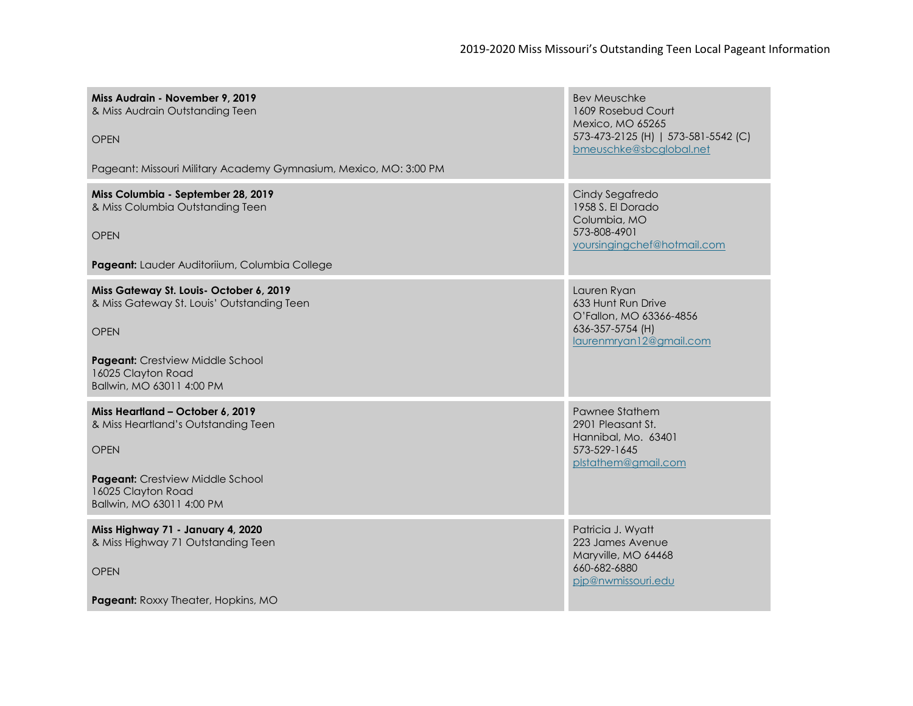# 2019-2020 Miss Missouri's Outstanding Teen Local Pageant Information

| Pageant | Contact |
|---|---|
| **Miss Audrain - November 9, 2019**<br>& Miss Audrain Outstanding Teen<br><br>OPEN<br><br>Pageant: Missouri Military Academy Gymnasium, Mexico, MO: 3:00 PM | Bev Meuschke<br>1609 Rosebud Court<br>Mexico, MO 65265<br>573-473-2125 (H) \| 573-581-5542 (C)<br>bmeuschke@sbcglobal.net |
| **Miss Columbia - September 28, 2019**<br>& Miss Columbia Outstanding Teen<br><br>OPEN<br><br>**Pageant:** Lauder Auditoriium, Columbia College | Cindy Segafredo<br>1958 S. El Dorado<br>Columbia, MO<br>573-808-4901<br>yoursingingchef@hotmail.com |
| **Miss Gateway St. Louis- October 6, 2019**<br>& Miss Gateway St. Louis' Outstanding Teen<br><br>OPEN<br><br>**Pageant:** Crestview Middle School<br>16025 Clayton Road<br>Ballwin, MO 63011 4:00 PM | Lauren Ryan<br>633 Hunt Run Drive<br>O'Fallon, MO 63366-4856<br>636-357-5754 (H)<br>laurenmryan12@gmail.com |
| **Miss Heartland – October 6, 2019**<br>& Miss Heartland's Outstanding Teen<br><br>OPEN<br><br>**Pageant:** Crestview Middle School<br>16025 Clayton Road<br>Ballwin, MO 63011 4:00 PM | Pawnee Stathem<br>2901 Pleasant St.<br>Hannibal, Mo. 63401<br>573-529-1645<br>plstathem@gmail.com |
| **Miss Highway 71 - January 4, 2020**<br>& Miss Highway 71 Outstanding Teen<br><br>OPEN<br><br>**Pageant:** Roxxy Theater, Hopkins, MO | Patricia J. Wyatt<br>223 James Avenue<br>Maryville, MO 64468<br>660-682-6880<br>pjp@nwmissouri.edu |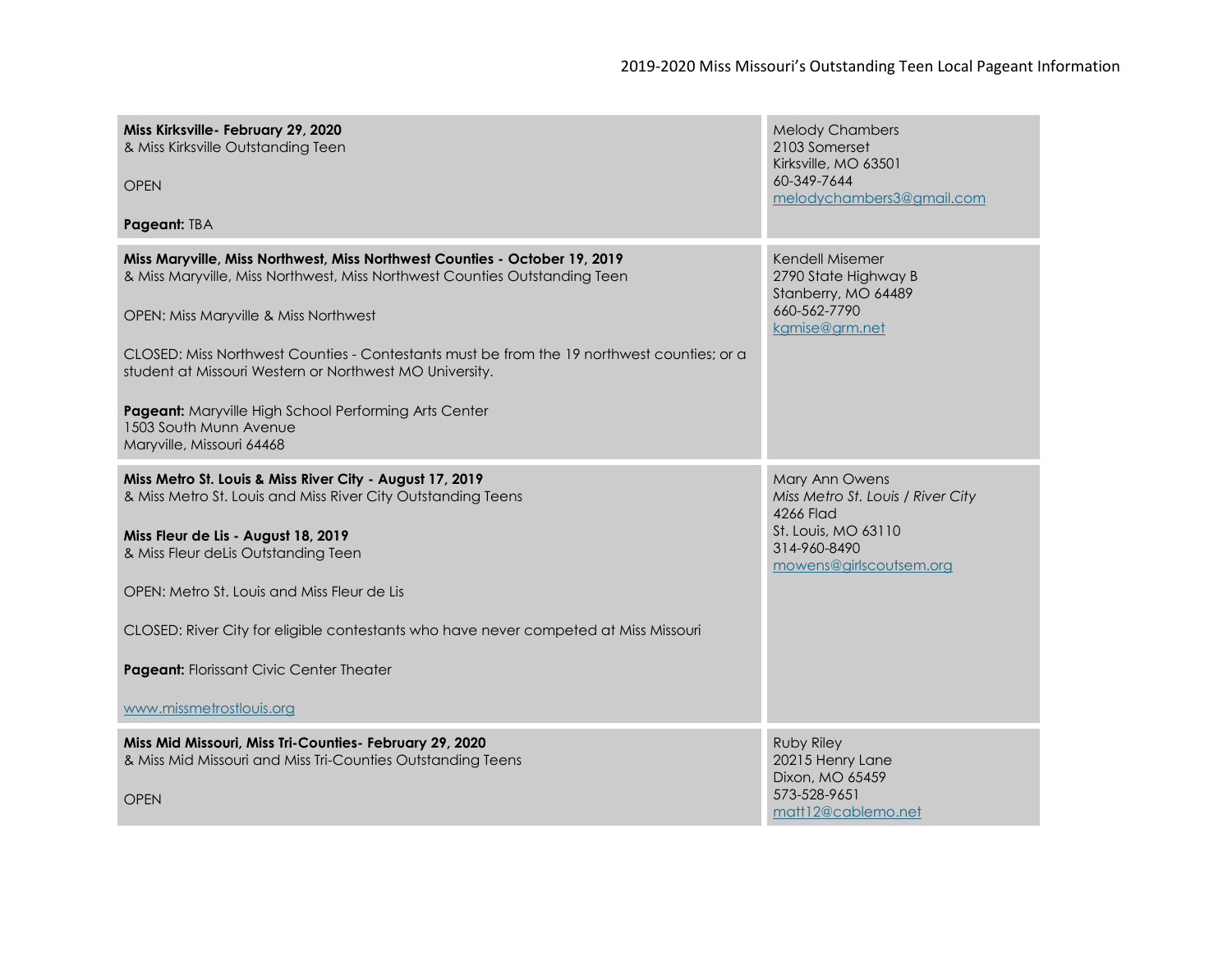| Pageant Information | Contact |
| --- | --- |
| **Miss Kirksville- February 29, 2020**<br>& Miss Kirksville Outstanding Teen<br><br>OPEN<br><br>**Pageant:** TBA | Melody Chambers<br>2103 Somerset<br>Kirksville, MO 63501<br>60-349-7644<br>melodychambers3@gmail.com |
| **Miss Maryville, Miss Northwest, Miss Northwest Counties - October 19, 2019**<br>& Miss Maryville, Miss Northwest, Miss Northwest Counties Outstanding Teen<br><br>OPEN: Miss Maryville & Miss Northwest<br><br>CLOSED: Miss Northwest Counties - Contestants must be from the 19 northwest counties; or a student at Missouri Western or Northwest MO University.<br><br>**Pageant:** Maryville High School Performing Arts Center<br>1503 South Munn Avenue<br>Maryville, Missouri 64468 | Kendell Misemer<br>2790 State Highway B<br>Stanberry, MO 64489<br>660-562-7790<br>kgmise@grm.net |
| **Miss Metro St. Louis & Miss River City - August 17, 2019**<br>& Miss Metro St. Louis and Miss River City Outstanding Teens<br><br>**Miss Fleur de Lis - August 18, 2019**<br>& Miss Fleur deLis Outstanding Teen<br><br>OPEN: Metro St. Louis and Miss Fleur de Lis<br><br>CLOSED: River City for eligible contestants who have never competed at Miss Missouri<br><br>**Pageant:** Florissant Civic Center Theater<br><br>www.missmetrostlouis.org | Mary Ann Owens<br>*Miss Metro St. Louis / River City*<br>4266 Flad<br>St. Louis, MO 63110<br>314-960-8490<br>mowens@girlscoutsem.org |
| **Miss Mid Missouri, Miss Tri-Counties- February 29, 2020**<br>& Miss Mid Missouri and Miss Tri-Counties Outstanding Teens<br><br>OPEN | Ruby Riley<br>20215 Henry Lane<br>Dixon, MO 65459<br>573-528-9651<br>matt12@cablemo.net |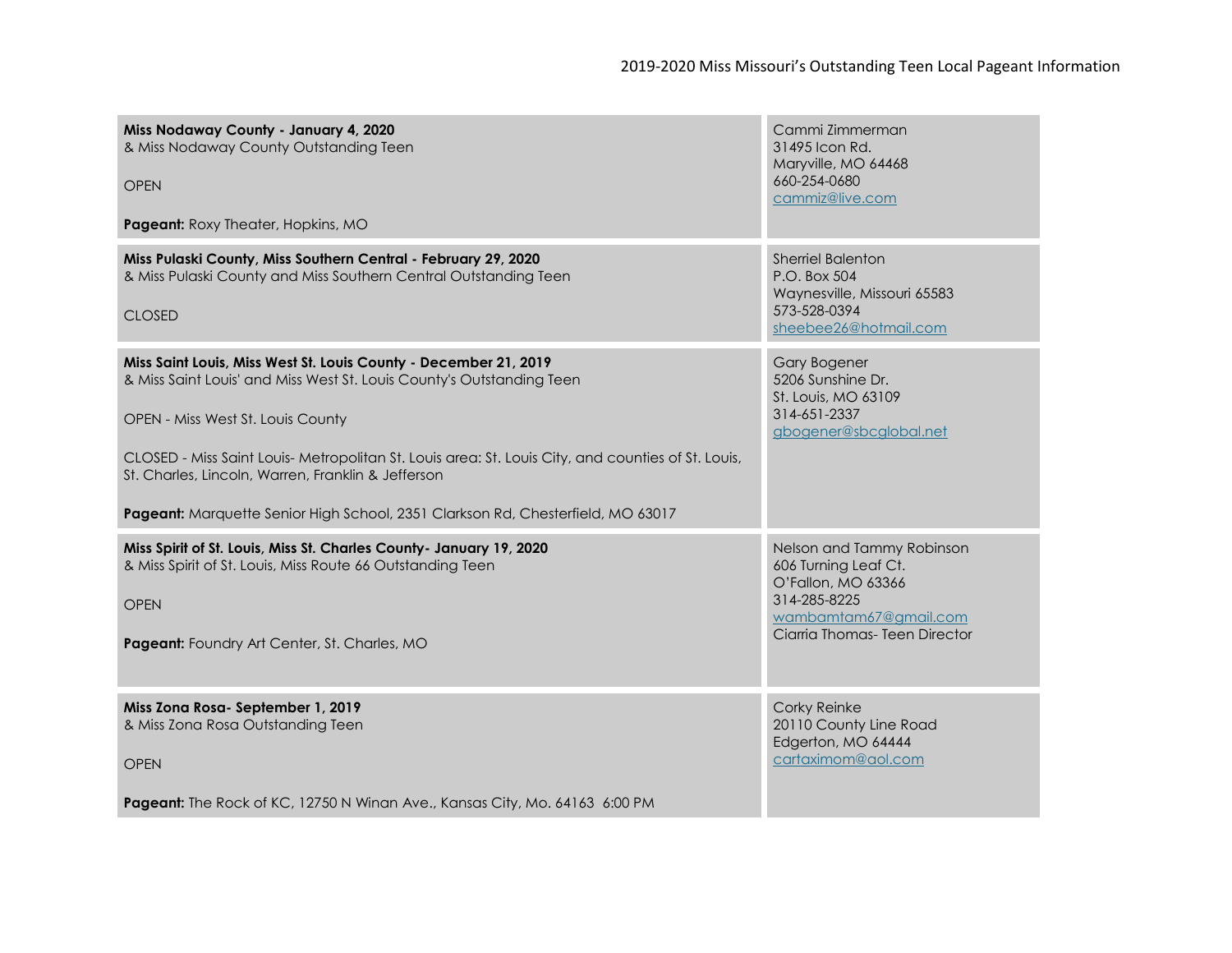| | |
|---|---|
| **Miss Nodaway County - January 4, 2020**<br>& Miss Nodaway County Outstanding Teen<br><br>OPEN<br><br>**Pageant:** Roxy Theater, Hopkins, MO | Cammi Zimmerman<br>31495 Icon Rd.<br>Maryville, MO 64468<br>660-254-0680<br>cammiz@live.com |
| **Miss Pulaski County, Miss Southern Central - February 29, 2020**<br>& Miss Pulaski County and Miss Southern Central Outstanding Teen<br><br>CLOSED | Sherriel Balenton<br>P.O. Box 504<br>Waynesville, Missouri 65583<br>573-528-0394<br>sheebee26@hotmail.com |
| **Miss Saint Louis, Miss West St. Louis County - December 21, 2019**<br>& Miss Saint Louis' and Miss West St. Louis County's Outstanding Teen<br><br>OPEN - Miss West St. Louis County<br><br>CLOSED - Miss Saint Louis- Metropolitan St. Louis area: St. Louis City, and counties of St. Louis, St. Charles, Lincoln, Warren, Franklin & Jefferson<br><br>**Pageant:** Marquette Senior High School, 2351 Clarkson Rd, Chesterfield, MO 63017 | Gary Bogener<br>5206 Sunshine Dr.<br>St. Louis, MO 63109<br>314-651-2337<br>gbogener@sbcglobal.net |
| **Miss Spirit of St. Louis, Miss St. Charles County- January 19, 2020**<br>& Miss Spirit of St. Louis, Miss Route 66 Outstanding Teen<br><br>OPEN<br><br>**Pageant:** Foundry Art Center, St. Charles, MO | Nelson and Tammy Robinson<br>606 Turning Leaf Ct.<br>O'Fallon, MO 63366<br>314-285-8225<br>wambamtam67@gmail.com<br>Ciarria Thomas- Teen Director |
| **Miss Zona Rosa- September 1, 2019**<br>& Miss Zona Rosa Outstanding Teen<br><br>OPEN<br><br>**Pageant:** The Rock of KC, 12750 N Winan Ave., Kansas City, Mo. 64163 6:00 PM | Corky Reinke<br>20110 County Line Road<br>Edgerton, MO 64444<br>cartaximom@aol.com |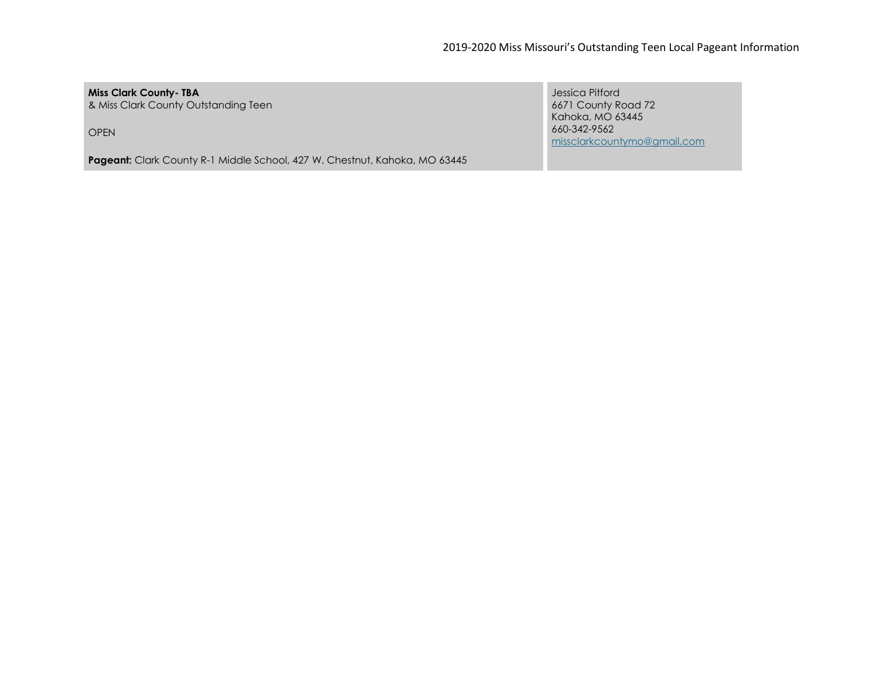| | |
|---|---|
| **Miss Clark County- TBA**<br>& Miss Clark County Outstanding Teen<br><br>OPEN<br><br>**Pageant:** Clark County R-1 Middle School, 427 W. Chestnut, Kahoka, MO 63445 | Jessica Pitford<br>6671 County Road 72<br>Kahoka, MO 63445<br>660-342-9562<br>missclarkcountymo@gmail.com |